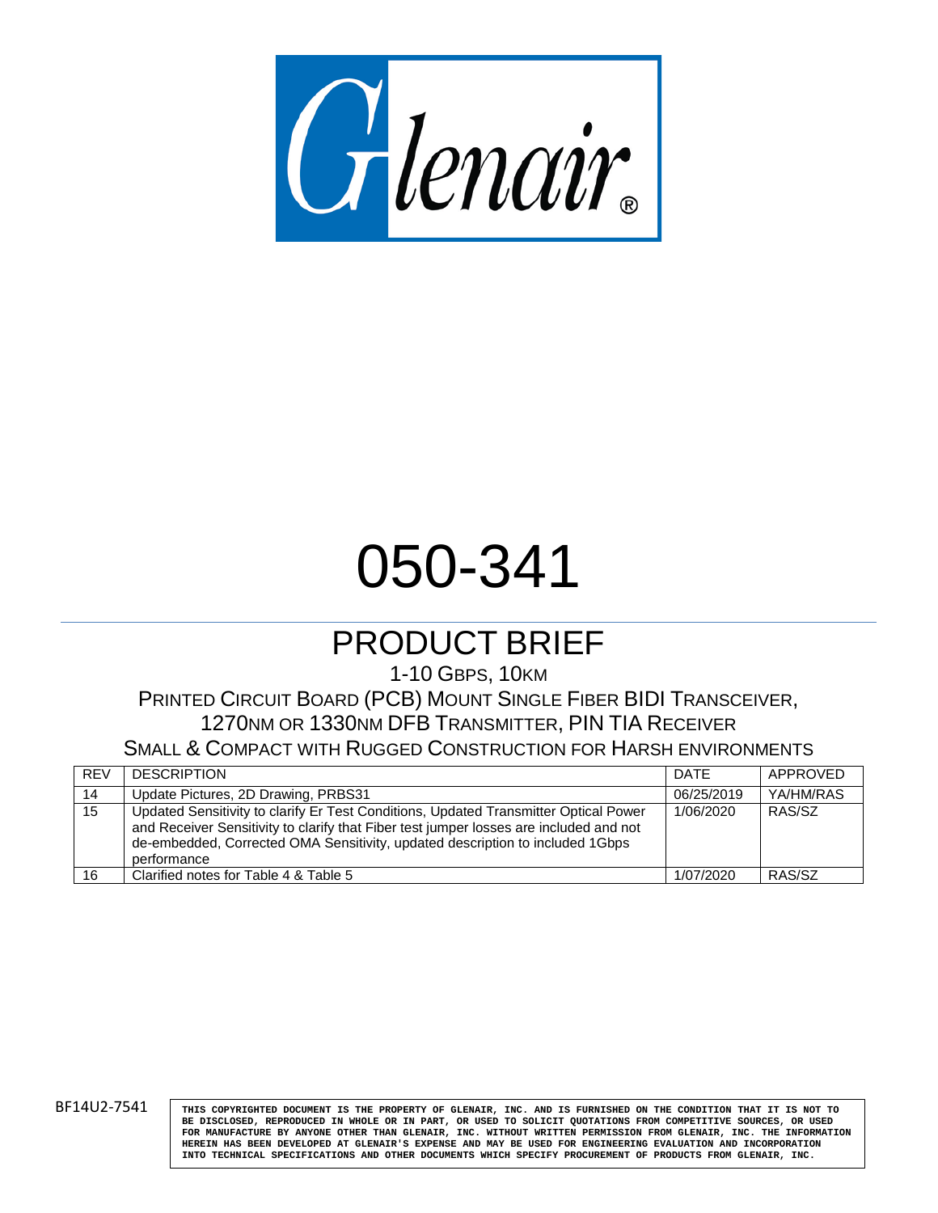Glenair®

# 050-341

## PRODUCT BRIEF

1-10 GBPS, 10KM

PRINTED CIRCUIT BOARD (PCB) MOUNT SINGLE FIBER BIDI TRANSCEIVER,
1270NM OR 1330NM DFB TRANSMITTER, PIN TIA RECEIVER

SMALL & COMPACT WITH RUGGED CONSTRUCTION FOR HARSH ENVIRONMENTS

| REV | DESCRIPTION | DATE | APPROVED |
|---|---|---|---|
| 14 | Update Pictures, 2D Drawing, PRBS31 | 06/25/2019 | YA/HM/RAS |
| 15 | Updated Sensitivity to clarify Er Test Conditions, Updated Transmitter Optical Power and Receiver Sensitivity to clarify that Fiber test jumper losses are included and not de-embedded, Corrected OMA Sensitivity, updated description to included 1Gbps performance | 1/06/2020 | RAS/SZ |
| 16 | Clarified notes for Table 4 & Table 5 | 1/07/2020 | RAS/SZ |

BF14U2-7541

THIS COPYRIGHTED DOCUMENT IS THE PROPERTY OF GLENAIR, INC. AND IS FURNISHED ON THE CONDITION THAT IT IS NOT TO BE DISCLOSED, REPRODUCED IN WHOLE OR IN PART, OR USED TO SOLICIT QUOTATIONS FROM COMPETITIVE SOURCES, OR USED FOR MANUFACTURE BY ANYONE OTHER THAN GLENAIR, INC. WITHOUT WRITTEN PERMISSION FROM GLENAIR, INC. THE INFORMATION HEREIN HAS BEEN DEVELOPED AT GLENAIR'S EXPENSE AND MAY BE USED FOR ENGINEERING EVALUATION AND INCORPORATION INTO TECHNICAL SPECIFICATIONS AND OTHER DOCUMENTS WHICH SPECIFY PROCUREMENT OF PRODUCTS FROM GLENAIR, INC.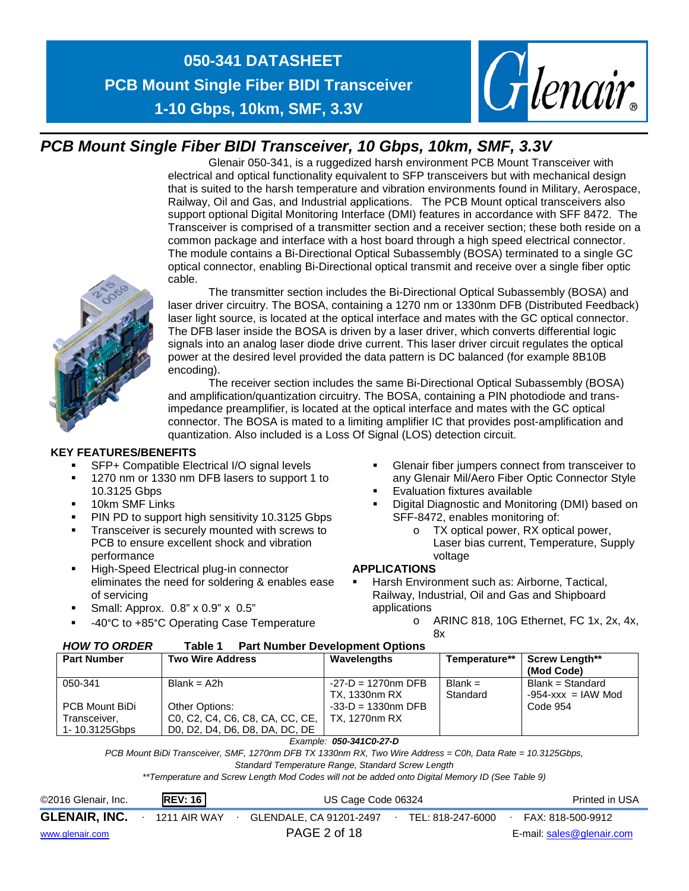# 050-341 DATASHEET

## PCB Mount Single Fiber BIDI Transceiver

## 1-10 Gbps, 10km, SMF, 3.3V

## *PCB Mount Single Fiber BIDI Transceiver, 10 Gbps, 10km, SMF, 3.3V*

Glenair 050-341, is a ruggedized harsh environment PCB Mount Transceiver with electrical and optical functionality equivalent to SFP transceivers but with mechanical design that is suited to the harsh temperature and vibration environments found in Military, Aerospace, Railway, Oil and Gas, and Industrial applications. The PCB Mount optical transceivers also support optional Digital Monitoring Interface (DMI) features in accordance with SFF 8472. The Transceiver is comprised of a transmitter section and a receiver section; these both reside on a common package and interface with a host board through a high speed electrical connector. The module contains a Bi-Directional Optical Subassembly (BOSA) terminated to a single GC optical connector, enabling Bi-Directional optical transmit and receive over a single fiber optic cable.

The transmitter section includes the Bi-Directional Optical Subassembly (BOSA) and laser driver circuitry. The BOSA, containing a 1270 nm or 1330nm DFB (Distributed Feedback) laser light source, is located at the optical interface and mates with the GC optical connector. The DFB laser inside the BOSA is driven by a laser driver, which converts differential logic signals into an analog laser diode drive current. This laser driver circuit regulates the optical power at the desired level provided the data pattern is DC balanced (for example 8B10B encoding).

The receiver section includes the same Bi-Directional Optical Subassembly (BOSA) and amplification/quantization circuitry. The BOSA, containing a PIN photodiode and trans-impedance preamplifier, is located at the optical interface and mates with the GC optical connector. The BOSA is mated to a limiting amplifier IC that provides post-amplification and quantization. Also included is a Loss Of Signal (LOS) detection circuit.

**KEY FEATURES/BENEFITS**

- SFP+ Compatible Electrical I/O signal levels
- 1270 nm or 1330 nm DFB lasers to support 1 to 10.3125 Gbps
- 10km SMF Links
- PIN PD to support high sensitivity 10.3125 Gbps
- Transceiver is securely mounted with screws to PCB to ensure excellent shock and vibration performance
- High-Speed Electrical plug-in connector eliminates the need for soldering & enables ease of servicing
- Small: Approx. 0.8" x 0.9" x 0.5"
- -40°C to +85°C Operating Case Temperature
- Glenair fiber jumpers connect from transceiver to any Glenair Mil/Aero Fiber Optic Connector Style
- Evaluation fixtures available
- Digital Diagnostic and Monitoring (DMI) based on SFF-8472, enables monitoring of:
  - TX optical power, RX optical power, Laser bias current, Temperature, Supply voltage

**APPLICATIONS**

- Harsh Environment such as: Airborne, Tactical, Railway, Industrial, Oil and Gas and Shipboard applications
  - ARINC 818, 10G Ethernet, FC 1x, 2x, 4x, 8x

***HOW TO ORDER*** **Table 1 Part Number Development Options**

| Part Number | Two Wire Address | Wavelengths | Temperature** | Screw Length** (Mod Code) |
|---|---|---|---|---|
| 050-341<br><br>PCB Mount BiDi Transceiver, 1- 10.3125Gbps | Blank = A2h<br><br>Other Options:<br>C0, C2, C4, C6, C8, CA, CC, CE, D0, D2, D4, D6, D8, DA, DC, DE | -27-D = 1270nm DFB TX, 1330nm RX<br>-33-D = 1330nm DFB TX, 1270nm RX | Blank = Standard | Blank = Standard<br>-954-xxx = IAW Mod Code 954 |

*Example: **050-341C0-27-D***

*PCB Mount BiDi Transceiver, SMF, 1270nm DFB TX 1330nm RX, Two Wire Address = C0h, Data Rate = 10.3125Gbps, Standard Temperature Range, Standard Screw Length*

*\*\*Temperature and Screw Length Mod Codes will not be added onto Digital Memory ID (See Table 9)*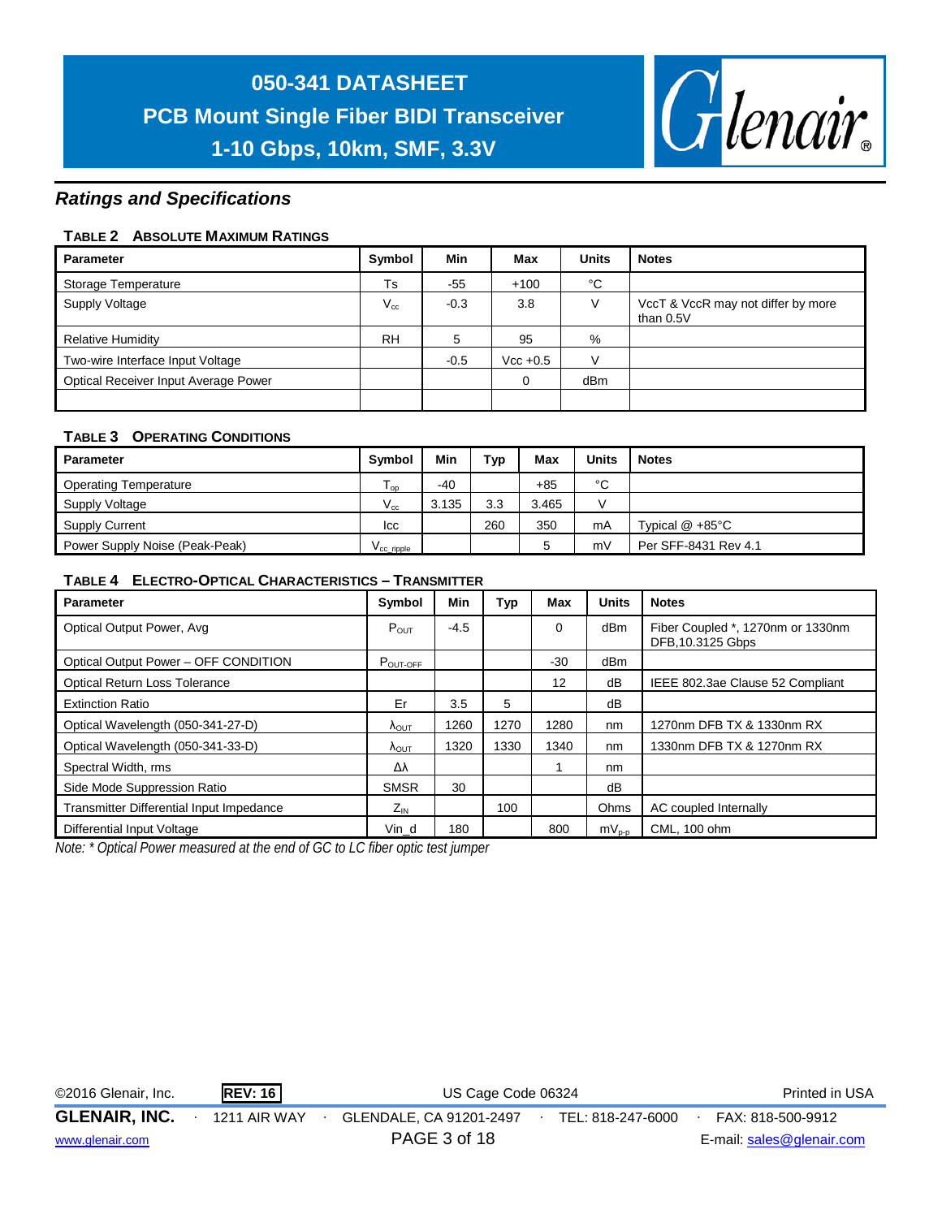## Ratings and Specifications

**TABLE 2 ABSOLUTE MAXIMUM RATINGS**

| Parameter | Symbol | Min | Max | Units | Notes |
|---|---|---|---|---|---|
| Storage Temperature | Ts | -55 | +100 | °C | |
| Supply Voltage | $V_{cc}$ | -0.3 | 3.8 | V | VccT & VccR may not differ by more than 0.5V |
| Relative Humidity | RH | 5 | 95 | % | |
| Two-wire Interface Input Voltage | | -0.5 | Vcc +0.5 | V | |
| Optical Receiver Input Average Power | | | 0 | dBm | |
| | | | | | |

**TABLE 3 OPERATING CONDITIONS**

| Parameter | Symbol | Min | Typ | Max | Units | Notes |
|---|---|---|---|---|---|---|
| Operating Temperature | $T_{op}$ | -40 | | +85 | °C | |
| Supply Voltage | $V_{cc}$ | 3.135 | 3.3 | 3.465 | V | |
| Supply Current | Icc | | 260 | 350 | mA | Typical @ +85°C |
| Power Supply Noise (Peak-Peak) | $V_{cc\_ripple}$ | | | 5 | mV | Per SFF-8431 Rev 4.1 |

**TABLE 4 ELECTRO-OPTICAL CHARACTERISTICS – TRANSMITTER**

| Parameter | Symbol | Min | Typ | Max | Units | Notes |
|---|---|---|---|---|---|---|
| Optical Output Power, Avg | $P_{OUT}$ | -4.5 | | 0 | dBm | Fiber Coupled *, 1270nm or 1330nm DFB,10.3125 Gbps |
| Optical Output Power – OFF CONDITION | $P_{OUT-OFF}$ | | | -30 | dBm | |
| Optical Return Loss Tolerance | | | | 12 | dB | IEEE 802.3ae Clause 52 Compliant |
| Extinction Ratio | Er | 3.5 | 5 | | dB | |
| Optical Wavelength (050-341-27-D) | $\lambda_{OUT}$ | 1260 | 1270 | 1280 | nm | 1270nm DFB TX & 1330nm RX |
| Optical Wavelength (050-341-33-D) | $\lambda_{OUT}$ | 1320 | 1330 | 1340 | nm | 1330nm DFB TX & 1270nm RX |
| Spectral Width, rms | $\Delta\lambda$ | | | 1 | nm | |
| Side Mode Suppression Ratio | SMSR | 30 | | | dB | |
| Transmitter Differential Input Impedance | $Z_{IN}$ | | 100 | | Ohms | AC coupled Internally |
| Differential Input Voltage | Vin_d | 180 | | 800 | $mV_{p-p}$ | CML, 100 ohm |

*Note: * Optical Power measured at the end of GC to LC fiber optic test jumper*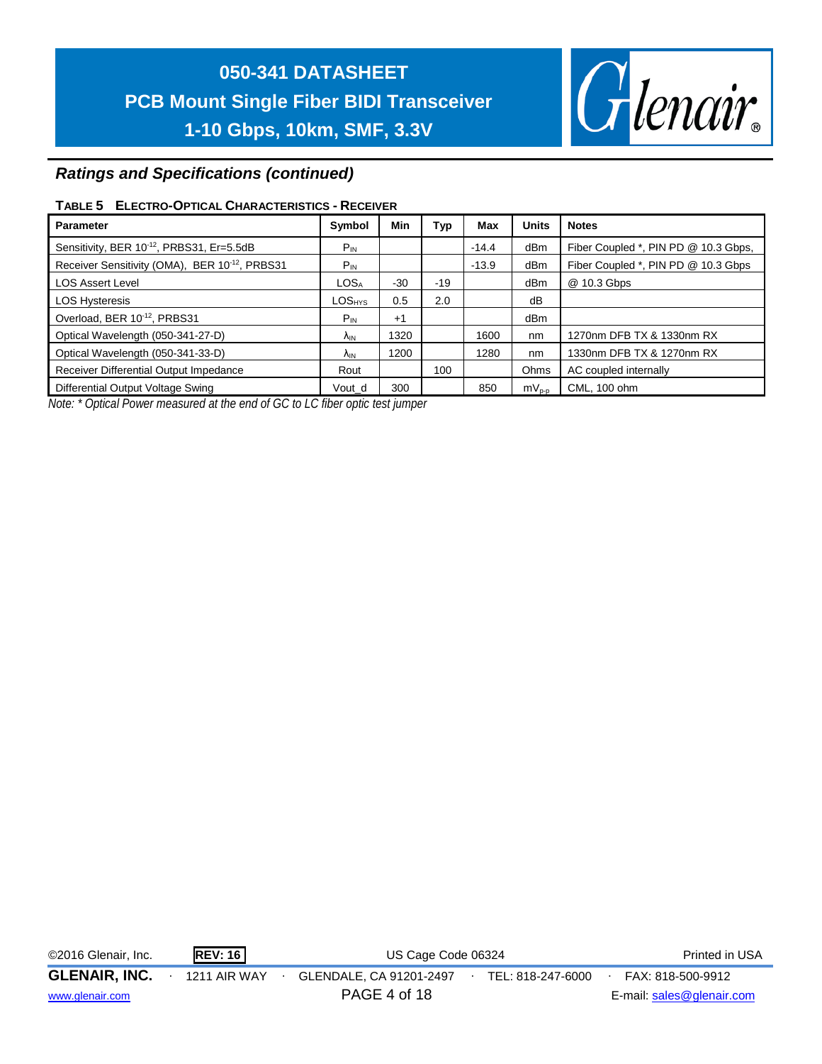## Ratings and Specifications (continued)

**TABLE 5 ELECTRO-OPTICAL CHARACTERISTICS - RECEIVER**

| Parameter | Symbol | Min | Typ | Max | Units | Notes |
|---|---|---|---|---|---|---|
| Sensitivity, BER $10^{-12}$, PRBS31, Er=5.5dB | $P_{IN}$ | | | -14.4 | dBm | Fiber Coupled *, PIN PD @ 10.3 Gbps, |
| Receiver Sensitivity (OMA), BER $10^{-12}$, PRBS31 | $P_{IN}$ | | | -13.9 | dBm | Fiber Coupled *, PIN PD @ 10.3 Gbps |
| LOS Assert Level | $LOS_A$ | -30 | -19 | | dBm | @ 10.3 Gbps |
| LOS Hysteresis | $LOS_{HYS}$ | 0.5 | 2.0 | | dB | |
| Overload, BER $10^{-12}$, PRBS31 | $P_{IN}$ | +1 | | | dBm | |
| Optical Wavelength (050-341-27-D) | $\lambda_{IN}$ | 1320 | | 1600 | nm | 1270nm DFB TX & 1330nm RX |
| Optical Wavelength (050-341-33-D) | $\lambda_{IN}$ | 1200 | | 1280 | nm | 1330nm DFB TX & 1270nm RX |
| Receiver Differential Output Impedance | Rout | | 100 | | Ohms | AC coupled internally |
| Differential Output Voltage Swing | Vout_d | 300 | | 850 | $mV_{p-p}$ | CML, 100 ohm |

*Note: * Optical Power measured at the end of GC to LC fiber optic test jumper*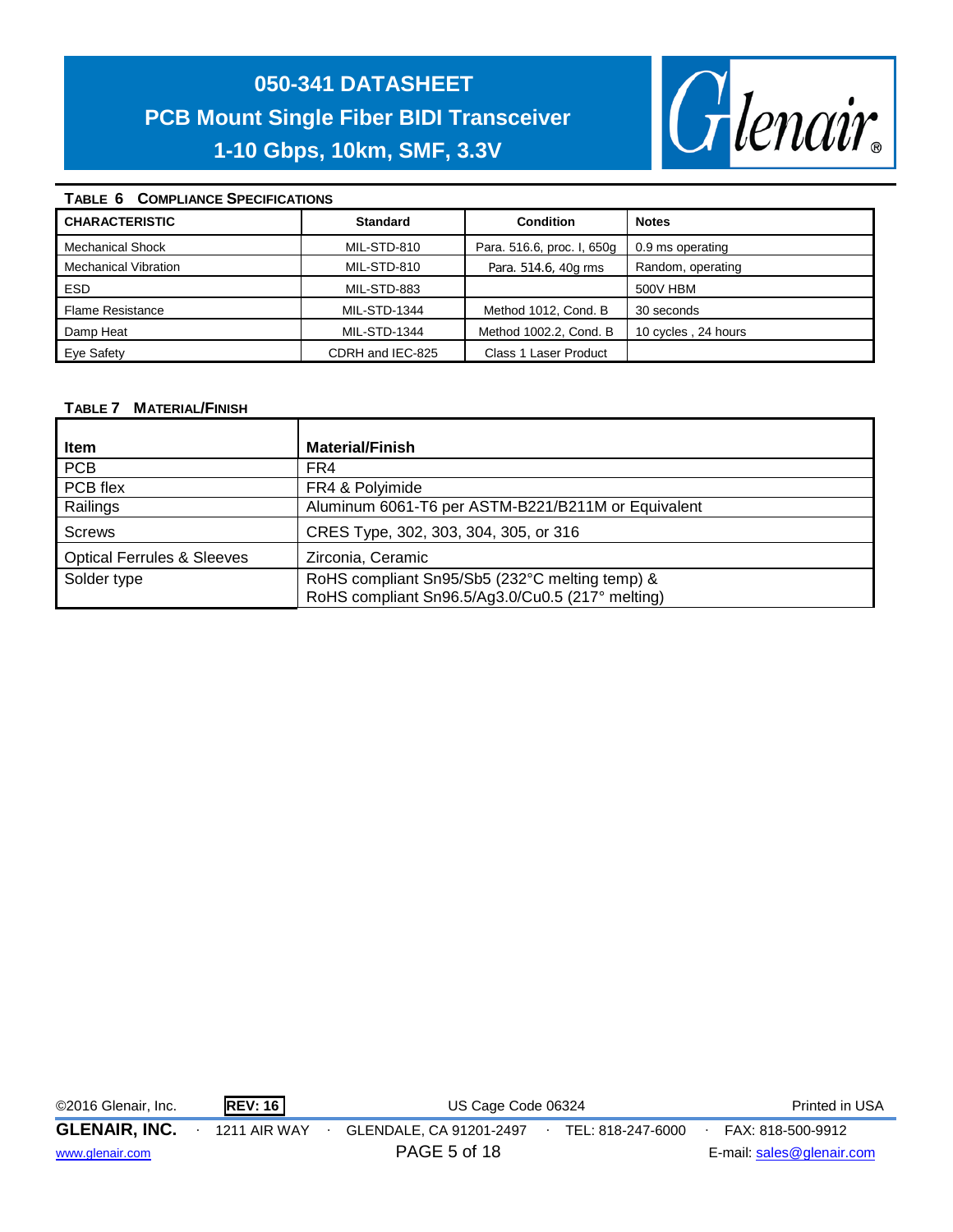**Table 6 Compliance Specifications**

| CHARACTERISTIC | Standard | Condition | Notes |
|---|---|---|---|
| Mechanical Shock | MIL-STD-810 | Para. 516.6, proc. I, 650g | 0.9 ms operating |
| Mechanical Vibration | MIL-STD-810 | Para. 514.6, 40g rms | Random, operating |
| ESD | MIL-STD-883 | | 500V HBM |
| Flame Resistance | MIL-STD-1344 | Method 1012, Cond. B | 30 seconds |
| Damp Heat | MIL-STD-1344 | Method 1002.2, Cond. B | 10 cycles , 24 hours |
| Eye Safety | CDRH and IEC-825 | Class 1 Laser Product | |

**Table 7 Material/Finish**

| Item | Material/Finish |
|---|---|
| PCB | FR4 |
| PCB flex | FR4 & Polyimide |
| Railings | Aluminum 6061-T6 per ASTM-B221/B211M or Equivalent |
| Screws | CRES Type, 302, 303, 304, 305, or 316 |
| Optical Ferrules & Sleeves | Zirconia, Ceramic |
| Solder type | RoHS compliant Sn95/Sb5 (232°C melting temp) & RoHS compliant Sn96.5/Ag3.0/Cu0.5 (217° melting) |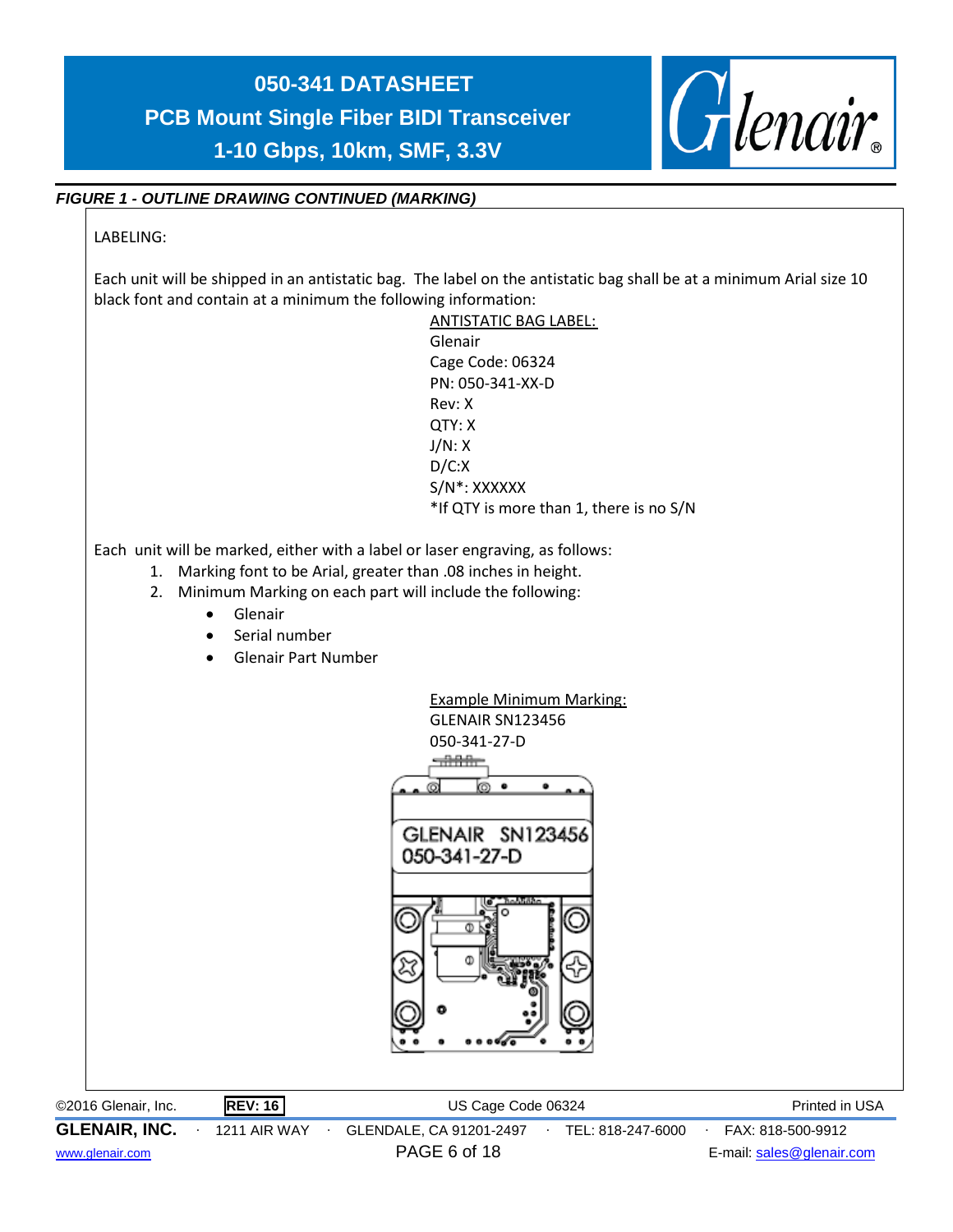*FIGURE 1 - OUTLINE DRAWING CONTINUED (MARKING)*

LABELING:

Each unit will be shipped in an antistatic bag. The label on the antistatic bag shall be at a minimum Arial size 10 black font and contain at a minimum the following information:

ANTISTATIC BAG LABEL:
Glenair
Cage Code: 06324
PN: 050-341-XX-D
Rev: X
QTY: X
J/N: X
D/C:X
S/N*: XXXXXX
*If QTY is more than 1, there is no S/N

Each unit will be marked, either with a label or laser engraving, as follows:

1. Marking font to be Arial, greater than .08 inches in height.
2. Minimum Marking on each part will include the following:
   - Glenair
   - Serial number
   - Glenair Part Number

Example Minimum Marking:
GLENAIR SN123456
050-341-27-D

GLENAIR SN123456
050-341-27-D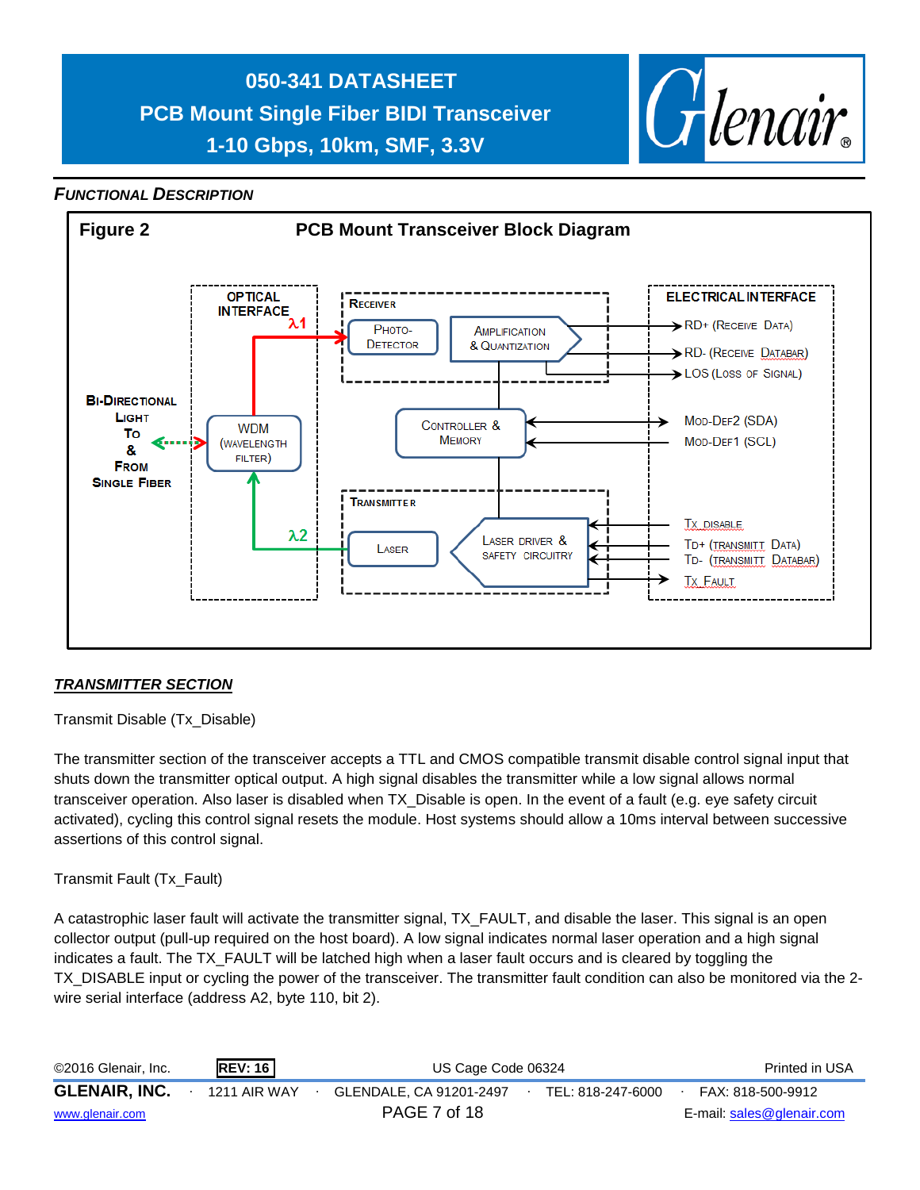# 050-341 DATASHEET
## PCB Mount Single Fiber BIDI Transceiver
## 1-10 Gbps, 10km, SMF, 3.3V

### *FUNCTIONAL DESCRIPTION*

**Figure 2** **PCB Mount Transceiver Block Diagram**

BI-DIRECTIONAL LIGHT TO & FROM SINGLE FIBER

OPTICAL INTERFACE

λ1

WDM (WAVELENGTH FILTER)

λ2

RECEIVER

PHOTO-DETECTOR

AMPLIFICATION & QUANTIZATION

CONTROLLER & MEMORY

TRANSMITTER

LASER

LASER DRIVER & SAFETY CIRCUITRY

ELECTRICAL INTERFACE

RD+ (RECEIVE DATA)

RD- (RECEIVE DATABAR)

LOS (LOSS OF SIGNAL)

MOD-DEF2 (SDA)

MOD-DEF1 (SCL)

TX_DISABLE

TD+ (TRANSMITT DATA)

TD- (TRANSMITT DATABAR)

TX_FAULT

### ***TRANSMITTER SECTION***

Transmit Disable (Tx_Disable)

The transmitter section of the transceiver accepts a TTL and CMOS compatible transmit disable control signal input that shuts down the transmitter optical output. A high signal disables the transmitter while a low signal allows normal transceiver operation. Also laser is disabled when TX_Disable is open. In the event of a fault (e.g. eye safety circuit activated), cycling this control signal resets the module. Host systems should allow a 10ms interval between successive assertions of this control signal.

Transmit Fault (Tx_Fault)

A catastrophic laser fault will activate the transmitter signal, TX_FAULT, and disable the laser. This signal is an open collector output (pull-up required on the host board). A low signal indicates normal laser operation and a high signal indicates a fault. The TX_FAULT will be latched high when a laser fault occurs and is cleared by toggling the TX_DISABLE input or cycling the power of the transceiver. The transmitter fault condition can also be monitored via the 2-wire serial interface (address A2, byte 110, bit 2).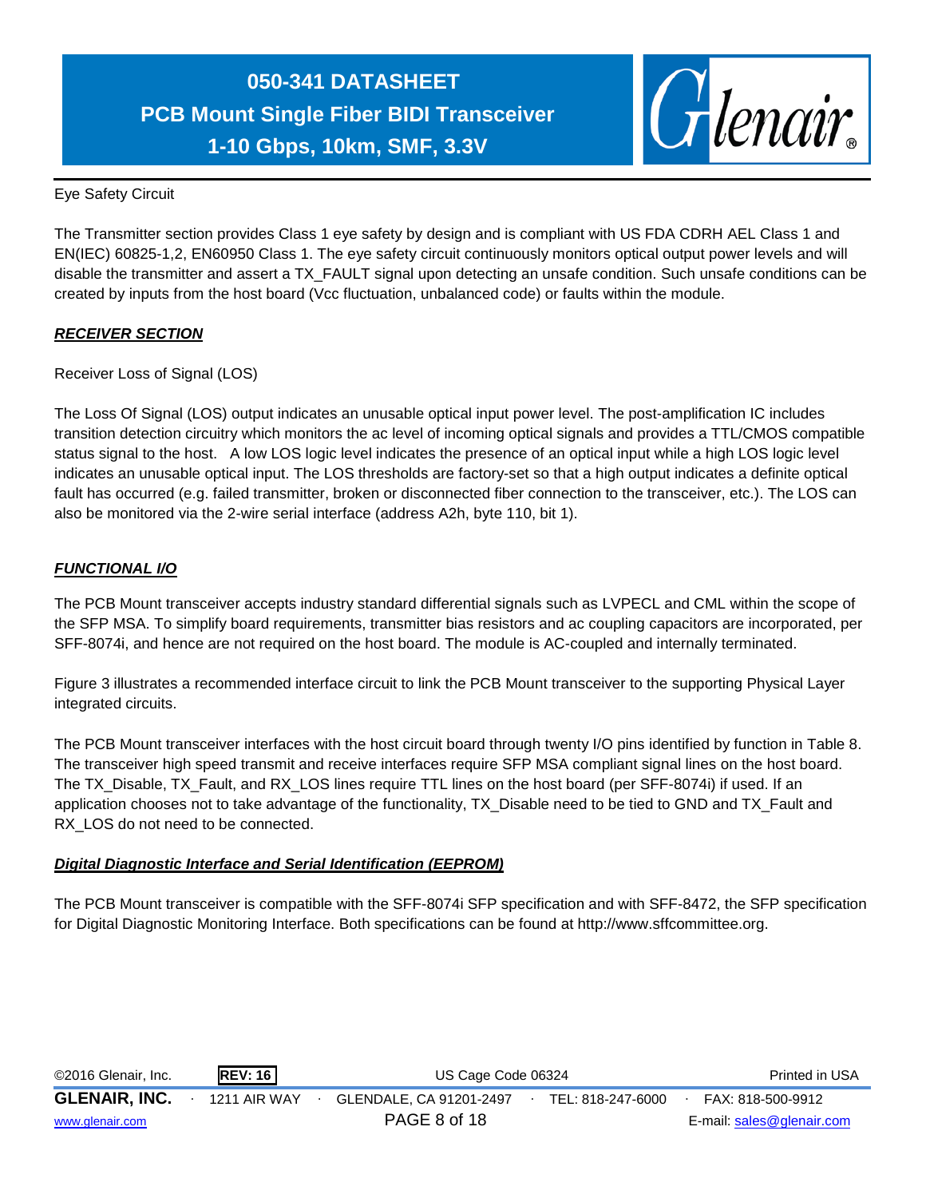Eye Safety Circuit

The Transmitter section provides Class 1 eye safety by design and is compliant with US FDA CDRH AEL Class 1 and EN(IEC) 60825-1,2, EN60950 Class 1. The eye safety circuit continuously monitors optical output power levels and will disable the transmitter and assert a TX_FAULT signal upon detecting an unsafe condition. Such unsafe conditions can be created by inputs from the host board (Vcc fluctuation, unbalanced code) or faults within the module.

## ***RECEIVER SECTION***

Receiver Loss of Signal (LOS)

The Loss Of Signal (LOS) output indicates an unusable optical input power level. The post-amplification IC includes transition detection circuitry which monitors the ac level of incoming optical signals and provides a TTL/CMOS compatible status signal to the host. A low LOS logic level indicates the presence of an optical input while a high LOS logic level indicates an unusable optical input. The LOS thresholds are factory-set so that a high output indicates a definite optical fault has occurred (e.g. failed transmitter, broken or disconnected fiber connection to the transceiver, etc.). The LOS can also be monitored via the 2-wire serial interface (address A2h, byte 110, bit 1).

## ***FUNCTIONAL I/O***

The PCB Mount transceiver accepts industry standard differential signals such as LVPECL and CML within the scope of the SFP MSA. To simplify board requirements, transmitter bias resistors and ac coupling capacitors are incorporated, per SFF-8074i, and hence are not required on the host board. The module is AC-coupled and internally terminated.

Figure 3 illustrates a recommended interface circuit to link the PCB Mount transceiver to the supporting Physical Layer integrated circuits.

The PCB Mount transceiver interfaces with the host circuit board through twenty I/O pins identified by function in Table 8. The transceiver high speed transmit and receive interfaces require SFP MSA compliant signal lines on the host board. The TX_Disable, TX_Fault, and RX_LOS lines require TTL lines on the host board (per SFF-8074i) if used. If an application chooses not to take advantage of the functionality, TX_Disable need to be tied to GND and TX_Fault and RX_LOS do not need to be connected.

## ***Digital Diagnostic Interface and Serial Identification (EEPROM)***

The PCB Mount transceiver is compatible with the SFF-8074i SFP specification and with SFF-8472, the SFP specification for Digital Diagnostic Monitoring Interface. Both specifications can be found at http://www.sffcommittee.org.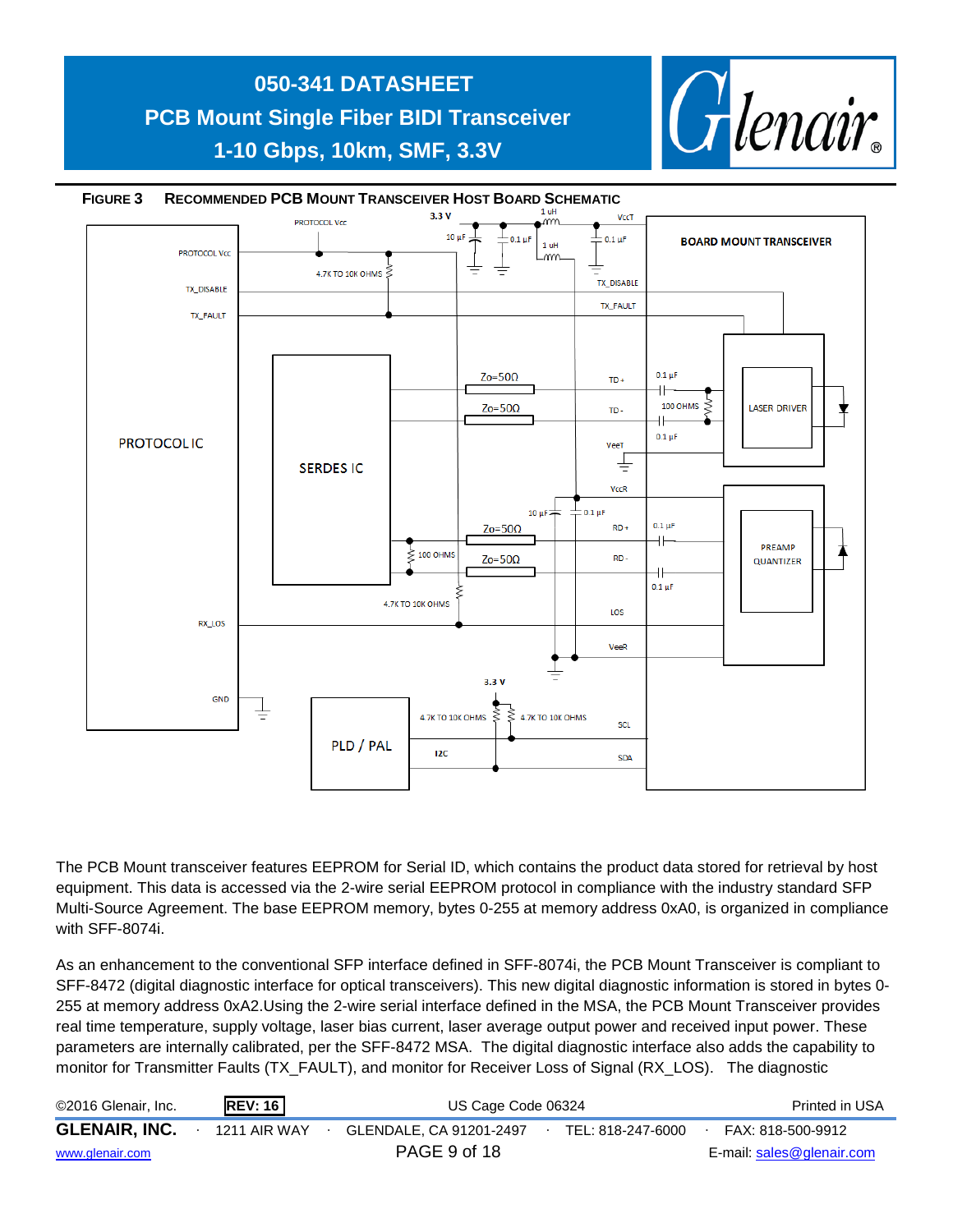**FIGURE 3 RECOMMENDED PCB MOUNT TRANSCEIVER HOST BOARD SCHEMATIC**

The PCB Mount transceiver features EEPROM for Serial ID, which contains the product data stored for retrieval by host equipment. This data is accessed via the 2-wire serial EEPROM protocol in compliance with the industry standard SFP Multi-Source Agreement. The base EEPROM memory, bytes 0-255 at memory address 0xA0, is organized in compliance with SFF-8074i.

As an enhancement to the conventional SFP interface defined in SFF-8074i, the PCB Mount Transceiver is compliant to SFF-8472 (digital diagnostic interface for optical transceivers). This new digital diagnostic information is stored in bytes 0-255 at memory address 0xA2.Using the 2-wire serial interface defined in the MSA, the PCB Mount Transceiver provides real time temperature, supply voltage, laser bias current, laser average output power and received input power. These parameters are internally calibrated, per the SFF-8472 MSA. The digital diagnostic interface also adds the capability to monitor for Transmitter Faults (TX_FAULT), and monitor for Receiver Loss of Signal (RX_LOS). The diagnostic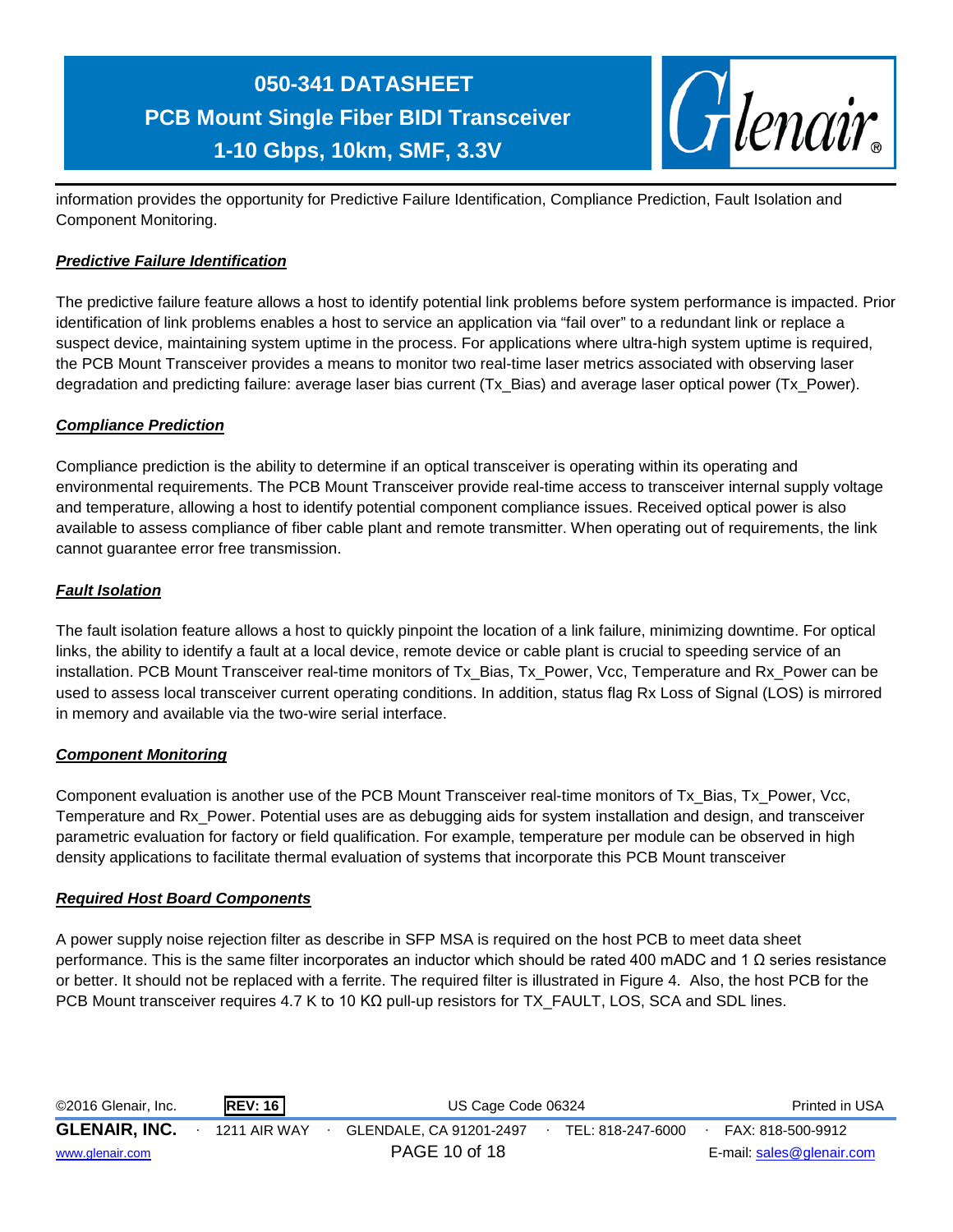information provides the opportunity for Predictive Failure Identification, Compliance Prediction, Fault Isolation and Component Monitoring.

***Predictive Failure Identification***

The predictive failure feature allows a host to identify potential link problems before system performance is impacted. Prior identification of link problems enables a host to service an application via "fail over" to a redundant link or replace a suspect device, maintaining system uptime in the process. For applications where ultra-high system uptime is required, the PCB Mount Transceiver provides a means to monitor two real-time laser metrics associated with observing laser degradation and predicting failure: average laser bias current (Tx_Bias) and average laser optical power (Tx_Power).

***Compliance Prediction***

Compliance prediction is the ability to determine if an optical transceiver is operating within its operating and environmental requirements. The PCB Mount Transceiver provide real-time access to transceiver internal supply voltage and temperature, allowing a host to identify potential component compliance issues. Received optical power is also available to assess compliance of fiber cable plant and remote transmitter. When operating out of requirements, the link cannot guarantee error free transmission.

***Fault Isolation***

The fault isolation feature allows a host to quickly pinpoint the location of a link failure, minimizing downtime. For optical links, the ability to identify a fault at a local device, remote device or cable plant is crucial to speeding service of an installation. PCB Mount Transceiver real-time monitors of Tx_Bias, Tx_Power, Vcc, Temperature and Rx_Power can be used to assess local transceiver current operating conditions. In addition, status flag Rx Loss of Signal (LOS) is mirrored in memory and available via the two-wire serial interface.

***Component Monitoring***

Component evaluation is another use of the PCB Mount Transceiver real-time monitors of Tx_Bias, Tx_Power, Vcc, Temperature and Rx_Power. Potential uses are as debugging aids for system installation and design, and transceiver parametric evaluation for factory or field qualification. For example, temperature per module can be observed in high density applications to facilitate thermal evaluation of systems that incorporate this PCB Mount transceiver

***Required Host Board Components***

A power supply noise rejection filter as describe in SFP MSA is required on the host PCB to meet data sheet performance. This is the same filter incorporates an inductor which should be rated 400 mADC and 1 Ω series resistance or better. It should not be replaced with a ferrite. The required filter is illustrated in Figure 4. Also, the host PCB for the PCB Mount transceiver requires 4.7 K to 10 KΩ pull-up resistors for TX_FAULT, LOS, SCA and SDL lines.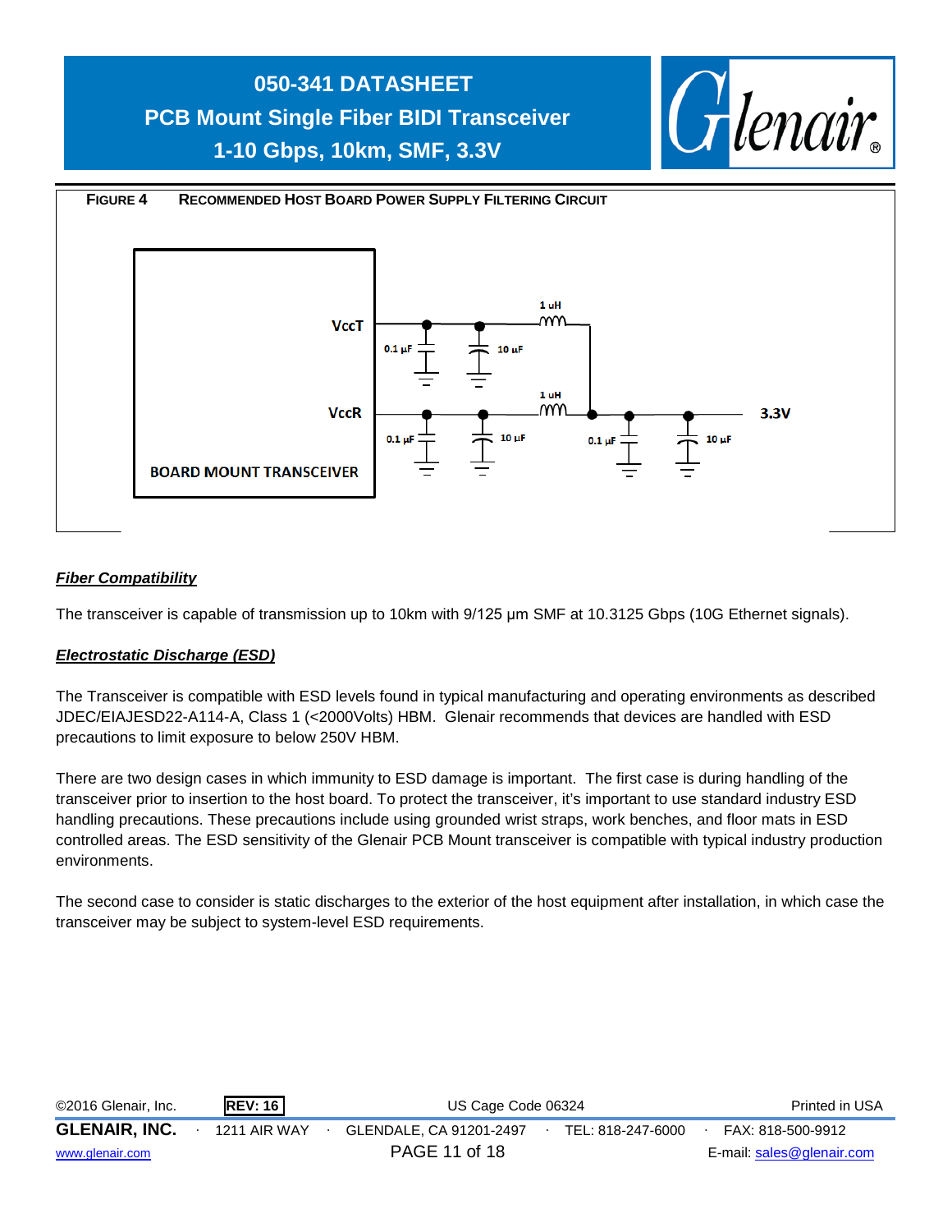**FIGURE 4 RECOMMENDED HOST BOARD POWER SUPPLY FILTERING CIRCUIT**

VccT

VccR

BOARD MOUNT TRANSCEIVER

0.1 µF

10 µF

1 uH

3.3V

### *Fiber Compatibility*

The transceiver is capable of transmission up to 10km with 9/125 µm SMF at 10.3125 Gbps (10G Ethernet signals).

### *Electrostatic Discharge (ESD)*

The Transceiver is compatible with ESD levels found in typical manufacturing and operating environments as described JDEC/EIAJESD22-A114-A, Class 1 (<2000Volts) HBM. Glenair recommends that devices are handled with ESD precautions to limit exposure to below 250V HBM.

There are two design cases in which immunity to ESD damage is important. The first case is during handling of the transceiver prior to insertion to the host board. To protect the transceiver, it's important to use standard industry ESD handling precautions. These precautions include using grounded wrist straps, work benches, and floor mats in ESD controlled areas. The ESD sensitivity of the Glenair PCB Mount transceiver is compatible with typical industry production environments.

The second case to consider is static discharges to the exterior of the host equipment after installation, in which case the transceiver may be subject to system-level ESD requirements.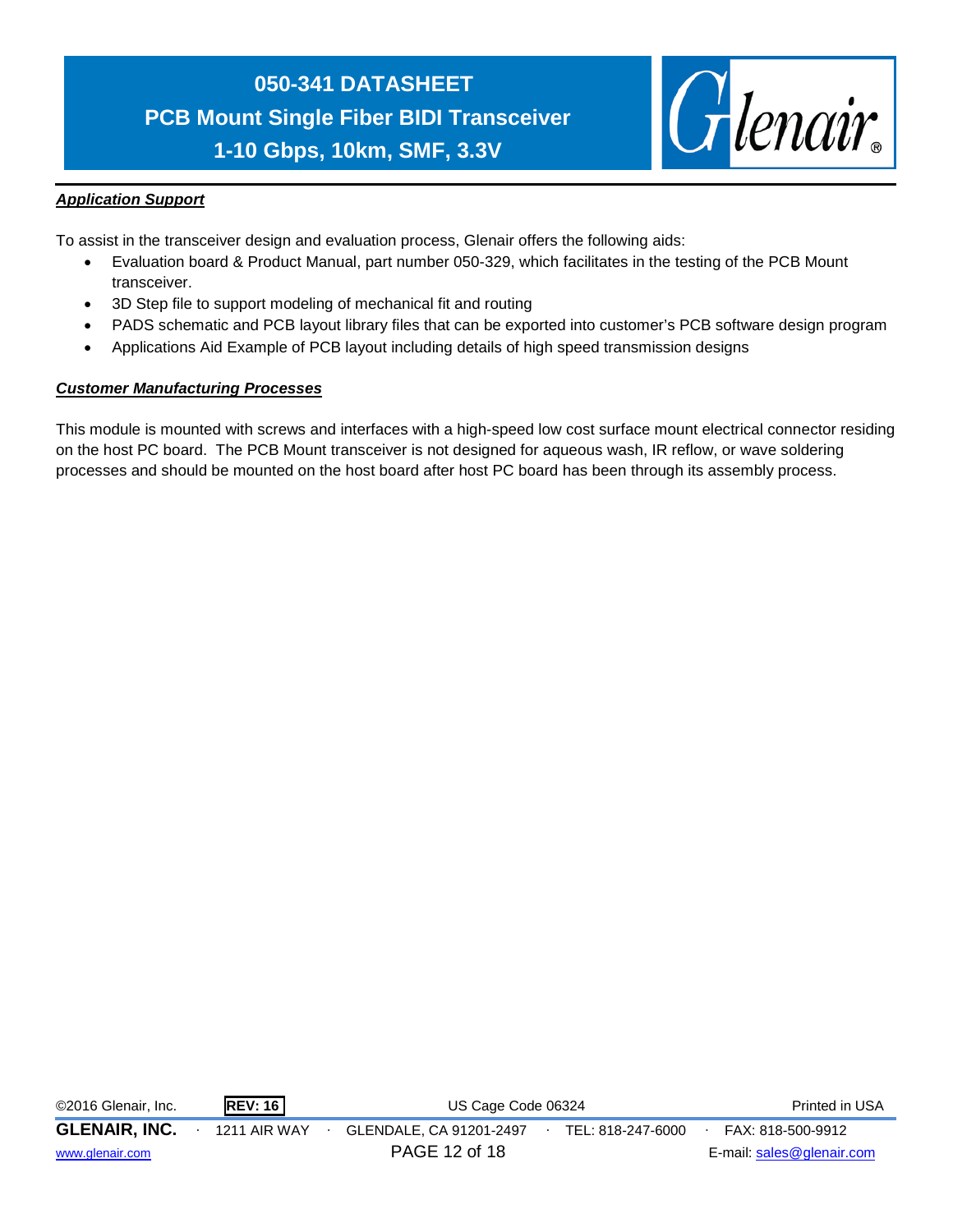### ***Application Support***

To assist in the transceiver design and evaluation process, Glenair offers the following aids:

- Evaluation board & Product Manual, part number 050-329, which facilitates in the testing of the PCB Mount transceiver.
- 3D Step file to support modeling of mechanical fit and routing
- PADS schematic and PCB layout library files that can be exported into customer's PCB software design program
- Applications Aid Example of PCB layout including details of high speed transmission designs

### ***Customer Manufacturing Processes***

This module is mounted with screws and interfaces with a high-speed low cost surface mount electrical connector residing on the host PC board. The PCB Mount transceiver is not designed for aqueous wash, IR reflow, or wave soldering processes and should be mounted on the host board after host PC board has been through its assembly process.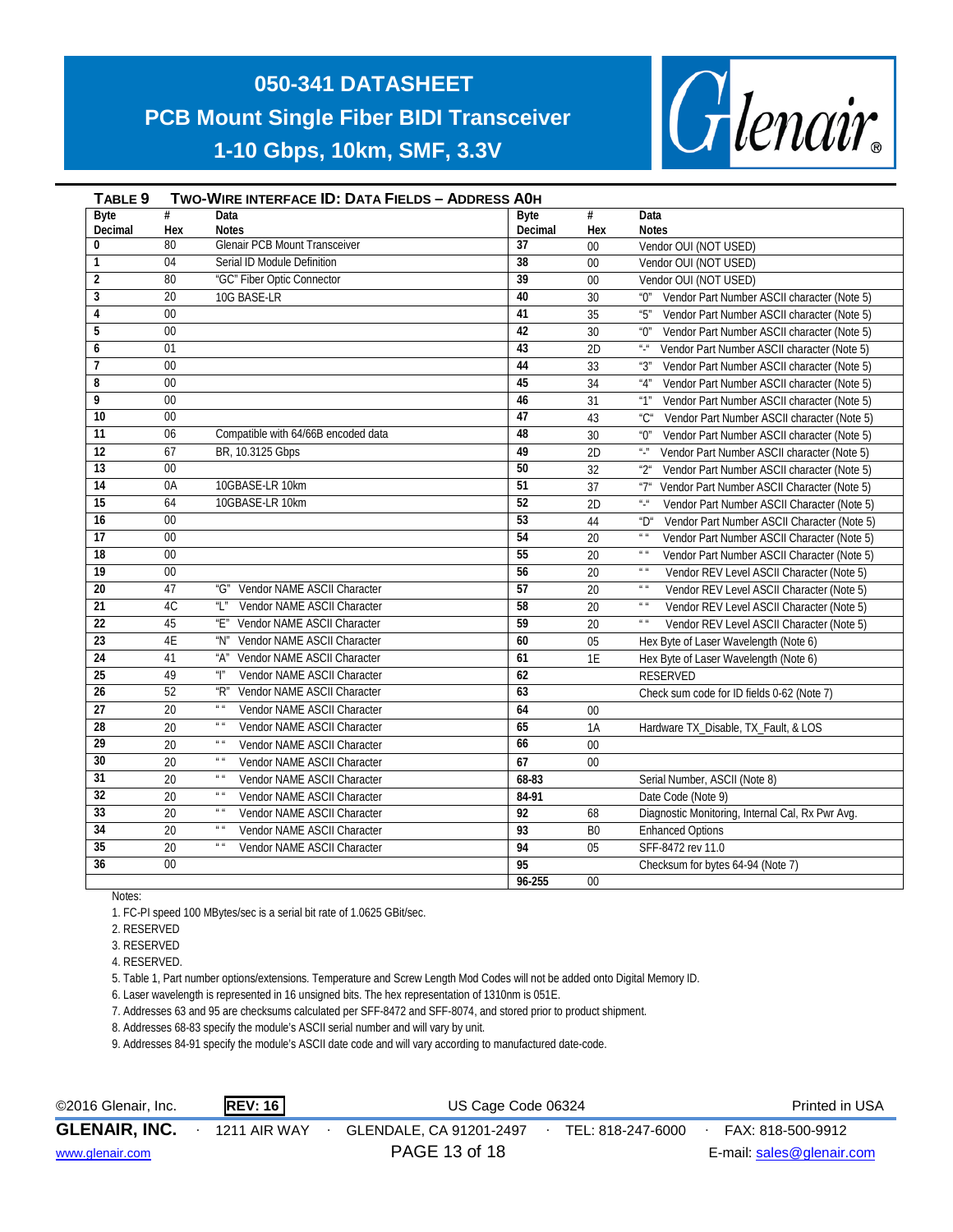**TABLE 9 TWO-WIRE INTERFACE ID: DATA FIELDS – ADDRESS A0H**

| Byte Decimal | # Hex | Data Notes | Byte Decimal | # Hex | Data Notes |
|---|---|---|---|---|---|
| 0 | 80 | Glenair PCB Mount Transceiver | 37 | 00 | Vendor OUI (NOT USED) |
| 1 | 04 | Serial ID Module Definition | 38 | 00 | Vendor OUI (NOT USED) |
| 2 | 80 | "GC" Fiber Optic Connector | 39 | 00 | Vendor OUI (NOT USED) |
| 3 | 20 | 10G BASE-LR | 40 | 30 | "0" Vendor Part Number ASCII character (Note 5) |
| 4 | 00 | | 41 | 35 | "5" Vendor Part Number ASCII character (Note 5) |
| 5 | 00 | | 42 | 30 | "0" Vendor Part Number ASCII character (Note 5) |
| 6 | 01 | | 43 | 2D | "-" Vendor Part Number ASCII character (Note 5) |
| 7 | 00 | | 44 | 33 | "3" Vendor Part Number ASCII character (Note 5) |
| 8 | 00 | | 45 | 34 | "4" Vendor Part Number ASCII character (Note 5) |
| 9 | 00 | | 46 | 31 | "1" Vendor Part Number ASCII character (Note 5) |
| 10 | 00 | | 47 | 43 | "C" Vendor Part Number ASCII character (Note 5) |
| 11 | 06 | Compatible with 64/66B encoded data | 48 | 30 | "0" Vendor Part Number ASCII character (Note 5) |
| 12 | 67 | BR, 10.3125 Gbps | 49 | 2D | "-" Vendor Part Number ASCII character (Note 5) |
| 13 | 00 | | 50 | 32 | "2" Vendor Part Number ASCII character (Note 5) |
| 14 | 0A | 10GBASE-LR 10km | 51 | 37 | "7" Vendor Part Number ASCII Character (Note 5) |
| 15 | 64 | 10GBASE-LR 10km | 52 | 2D | "-" Vendor Part Number ASCII Character (Note 5) |
| 16 | 00 | | 53 | 44 | "D" Vendor Part Number ASCII Character (Note 5) |
| 17 | 00 | | 54 | 20 | " " Vendor Part Number ASCII Character (Note 5) |
| 18 | 00 | | 55 | 20 | " " Vendor Part Number ASCII Character (Note 5) |
| 19 | 00 | | 56 | 20 | " " Vendor REV Level ASCII Character (Note 5) |
| 20 | 47 | "G" Vendor NAME ASCII Character | 57 | 20 | " " Vendor REV Level ASCII Character (Note 5) |
| 21 | 4C | "L" Vendor NAME ASCII Character | 58 | 20 | " " Vendor REV Level ASCII Character (Note 5) |
| 22 | 45 | "E" Vendor NAME ASCII Character | 59 | 20 | " " Vendor REV Level ASCII Character (Note 5) |
| 23 | 4E | "N" Vendor NAME ASCII Character | 60 | 05 | Hex Byte of Laser Wavelength (Note 6) |
| 24 | 41 | "A" Vendor NAME ASCII Character | 61 | 1E | Hex Byte of Laser Wavelength (Note 6) |
| 25 | 49 | "I" Vendor NAME ASCII Character | 62 | | RESERVED |
| 26 | 52 | "R" Vendor NAME ASCII Character | 63 | | Check sum code for ID fields 0-62 (Note 7) |
| 27 | 20 | " " Vendor NAME ASCII Character | 64 | 00 | |
| 28 | 20 | " " Vendor NAME ASCII Character | 65 | 1A | Hardware TX_Disable, TX_Fault, & LOS |
| 29 | 20 | " " Vendor NAME ASCII Character | 66 | 00 | |
| 30 | 20 | " " Vendor NAME ASCII Character | 67 | 00 | |
| 31 | 20 | " " Vendor NAME ASCII Character | 68-83 | | Serial Number, ASCII (Note 8) |
| 32 | 20 | " " Vendor NAME ASCII Character | 84-91 | | Date Code (Note 9) |
| 33 | 20 | " " Vendor NAME ASCII Character | 92 | 68 | Diagnostic Monitoring, Internal Cal, Rx Pwr Avg. |
| 34 | 20 | " " Vendor NAME ASCII Character | 93 | B0 | Enhanced Options |
| 35 | 20 | " " Vendor NAME ASCII Character | 94 | 05 | SFF-8472 rev 11.0 |
| 36 | 00 | | 95 | | Checksum for bytes 64-94 (Note 7) |
| | | | 96-255 | 00 | |

Notes:

1. FC-PI speed 100 MBytes/sec is a serial bit rate of 1.0625 GBit/sec.
2. RESERVED
3. RESERVED
4. RESERVED.
5. Table 1, Part number options/extensions. Temperature and Screw Length Mod Codes will not be added onto Digital Memory ID.
6. Laser wavelength is represented in 16 unsigned bits. The hex representation of 1310nm is 051E.
7. Addresses 63 and 95 are checksums calculated per SFF-8472 and SFF-8074, and stored prior to product shipment.
8. Addresses 68-83 specify the module's ASCII serial number and will vary by unit.
9. Addresses 84-91 specify the module's ASCII date code and will vary according to manufactured date-code.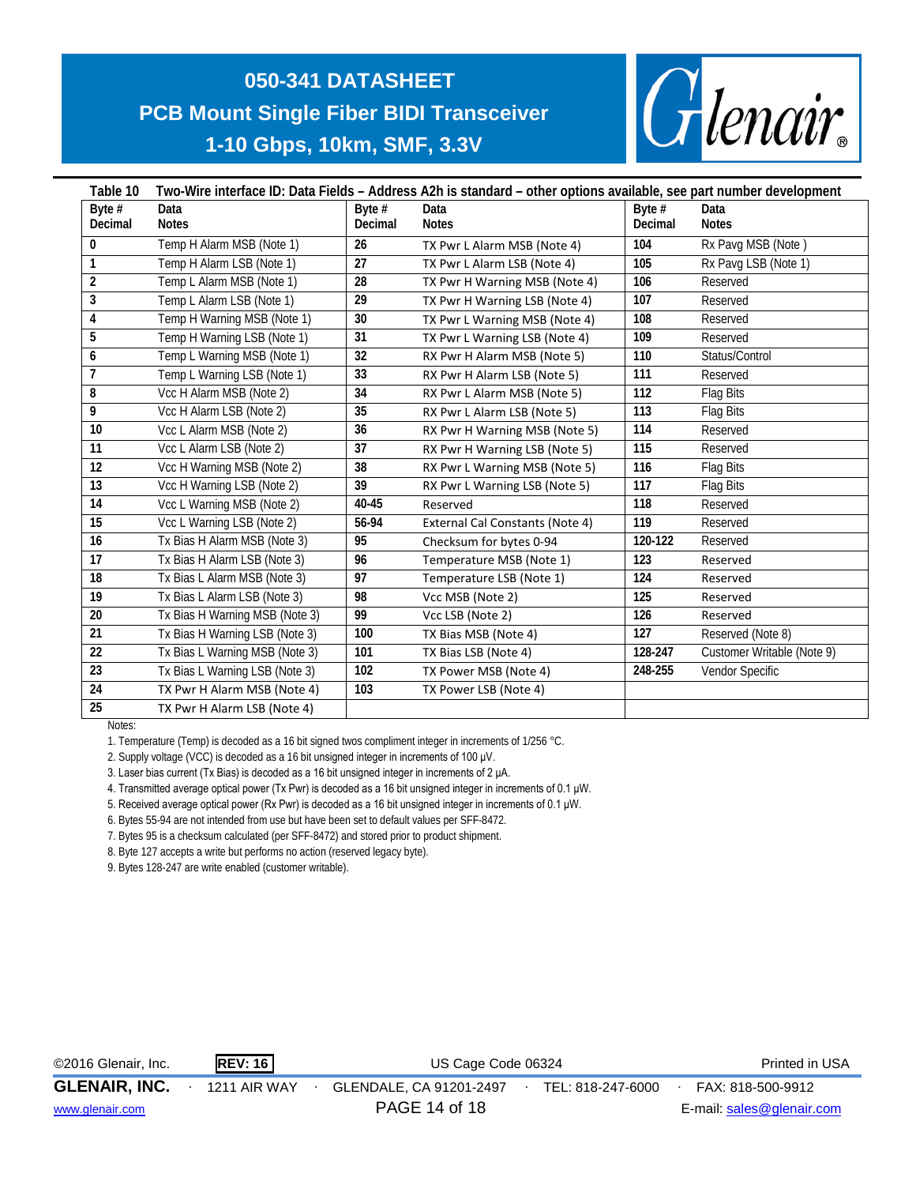Table 10 Two-Wire interface ID: Data Fields – Address A2h is standard – other options available, see part number development

| Byte # Decimal | Data Notes | Byte # Decimal | Data Notes | Byte # Decimal | Data Notes |
|---|---|---|---|---|---|
| 0 | Temp H Alarm MSB (Note 1) | 26 | TX Pwr L Alarm MSB (Note 4) | 104 | Rx Pavg MSB (Note ) |
| 1 | Temp H Alarm LSB (Note 1) | 27 | TX Pwr L Alarm LSB (Note 4) | 105 | Rx Pavg LSB (Note 1) |
| 2 | Temp L Alarm MSB (Note 1) | 28 | TX Pwr H Warning MSB (Note 4) | 106 | Reserved |
| 3 | Temp L Alarm LSB (Note 1) | 29 | TX Pwr H Warning LSB (Note 4) | 107 | Reserved |
| 4 | Temp H Warning MSB (Note 1) | 30 | TX Pwr L Warning MSB (Note 4) | 108 | Reserved |
| 5 | Temp H Warning LSB (Note 1) | 31 | TX Pwr L Warning LSB (Note 4) | 109 | Reserved |
| 6 | Temp L Warning MSB (Note 1) | 32 | RX Pwr H Alarm MSB (Note 5) | 110 | Status/Control |
| 7 | Temp L Warning LSB (Note 1) | 33 | RX Pwr H Alarm LSB (Note 5) | 111 | Reserved |
| 8 | Vcc H Alarm MSB (Note 2) | 34 | RX Pwr L Alarm MSB (Note 5) | 112 | Flag Bits |
| 9 | Vcc H Alarm LSB (Note 2) | 35 | RX Pwr L Alarm LSB (Note 5) | 113 | Flag Bits |
| 10 | Vcc L Alarm MSB (Note 2) | 36 | RX Pwr H Warning MSB (Note 5) | 114 | Reserved |
| 11 | Vcc L Alarm LSB (Note 2) | 37 | RX Pwr H Warning LSB (Note 5) | 115 | Reserved |
| 12 | Vcc H Warning MSB (Note 2) | 38 | RX Pwr L Warning MSB (Note 5) | 116 | Flag Bits |
| 13 | Vcc H Warning LSB (Note 2) | 39 | RX Pwr L Warning LSB (Note 5) | 117 | Flag Bits |
| 14 | Vcc L Warning MSB (Note 2) | 40-45 | Reserved | 118 | Reserved |
| 15 | Vcc L Warning LSB (Note 2) | 56-94 | External Cal Constants (Note 4) | 119 | Reserved |
| 16 | Tx Bias H Alarm MSB (Note 3) | 95 | Checksum for bytes 0-94 | 120-122 | Reserved |
| 17 | Tx Bias H Alarm LSB (Note 3) | 96 | Temperature MSB (Note 1) | 123 | Reserved |
| 18 | Tx Bias L Alarm MSB (Note 3) | 97 | Temperature LSB (Note 1) | 124 | Reserved |
| 19 | Tx Bias L Alarm LSB (Note 3) | 98 | Vcc MSB (Note 2) | 125 | Reserved |
| 20 | Tx Bias H Warning MSB (Note 3) | 99 | Vcc LSB (Note 2) | 126 | Reserved |
| 21 | Tx Bias H Warning LSB (Note 3) | 100 | TX Bias MSB (Note 4) | 127 | Reserved (Note 8) |
| 22 | Tx Bias L Warning MSB (Note 3) | 101 | TX Bias LSB (Note 4) | 128-247 | Customer Writable (Note 9) |
| 23 | Tx Bias L Warning LSB (Note 3) | 102 | TX Power MSB (Note 4) | 248-255 | Vendor Specific |
| 24 | TX Pwr H Alarm MSB (Note 4) | 103 | TX Power LSB (Note 4) | | |
| 25 | TX Pwr H Alarm LSB (Note 4) | | | | |

Notes:

1. Temperature (Temp) is decoded as a 16 bit signed twos compliment integer in increments of 1/256 °C.
2. Supply voltage (VCC) is decoded as a 16 bit unsigned integer in increments of 100 μV.
3. Laser bias current (Tx Bias) is decoded as a 16 bit unsigned integer in increments of 2 μA.
4. Transmitted average optical power (Tx Pwr) is decoded as a 16 bit unsigned integer in increments of 0.1 μW.
5. Received average optical power (Rx Pwr) is decoded as a 16 bit unsigned integer in increments of 0.1 μW.
6. Bytes 55-94 are not intended from use but have been set to default values per SFF-8472.
7. Bytes 95 is a checksum calculated (per SFF-8472) and stored prior to product shipment.
8. Byte 127 accepts a write but performs no action (reserved legacy byte).
9. Bytes 128-247 are write enabled (customer writable).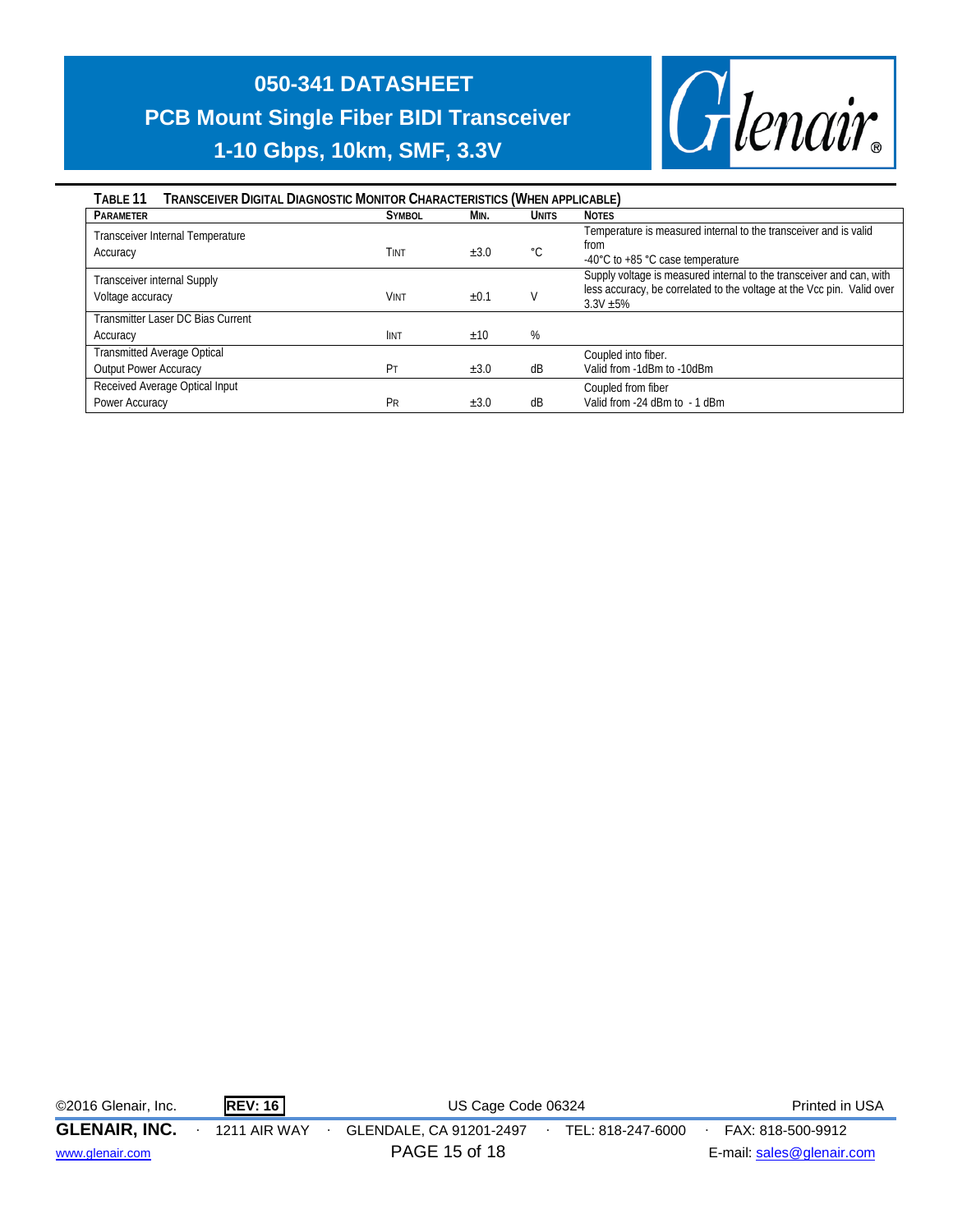**Table 11 Transceiver Digital Diagnostic Monitor Characteristics (When Applicable)**

| Parameter | Symbol | Min. | Units | Notes |
|---|---|---|---|---|
| Transceiver Internal Temperature Accuracy | $T_{INT}$ | ±3.0 | °C | Temperature is measured internal to the transceiver and is valid from -40°C to +85 °C case temperature |
| Transceiver internal Supply Voltage accuracy | $V_{INT}$ | ±0.1 | V | Supply voltage is measured internal to the transceiver and can, with less accuracy, be correlated to the voltage at the Vcc pin. Valid over 3.3V ±5% |
| Transmitter Laser DC Bias Current Accuracy | $I_{INT}$ | ±10 | % | |
| Transmitted Average Optical Output Power Accuracy | $P_T$ | ±3.0 | dB | Coupled into fiber. Valid from -1dBm to -10dBm |
| Received Average Optical Input Power Accuracy | $P_R$ | ±3.0 | dB | Coupled from fiber Valid from -24 dBm to - 1 dBm |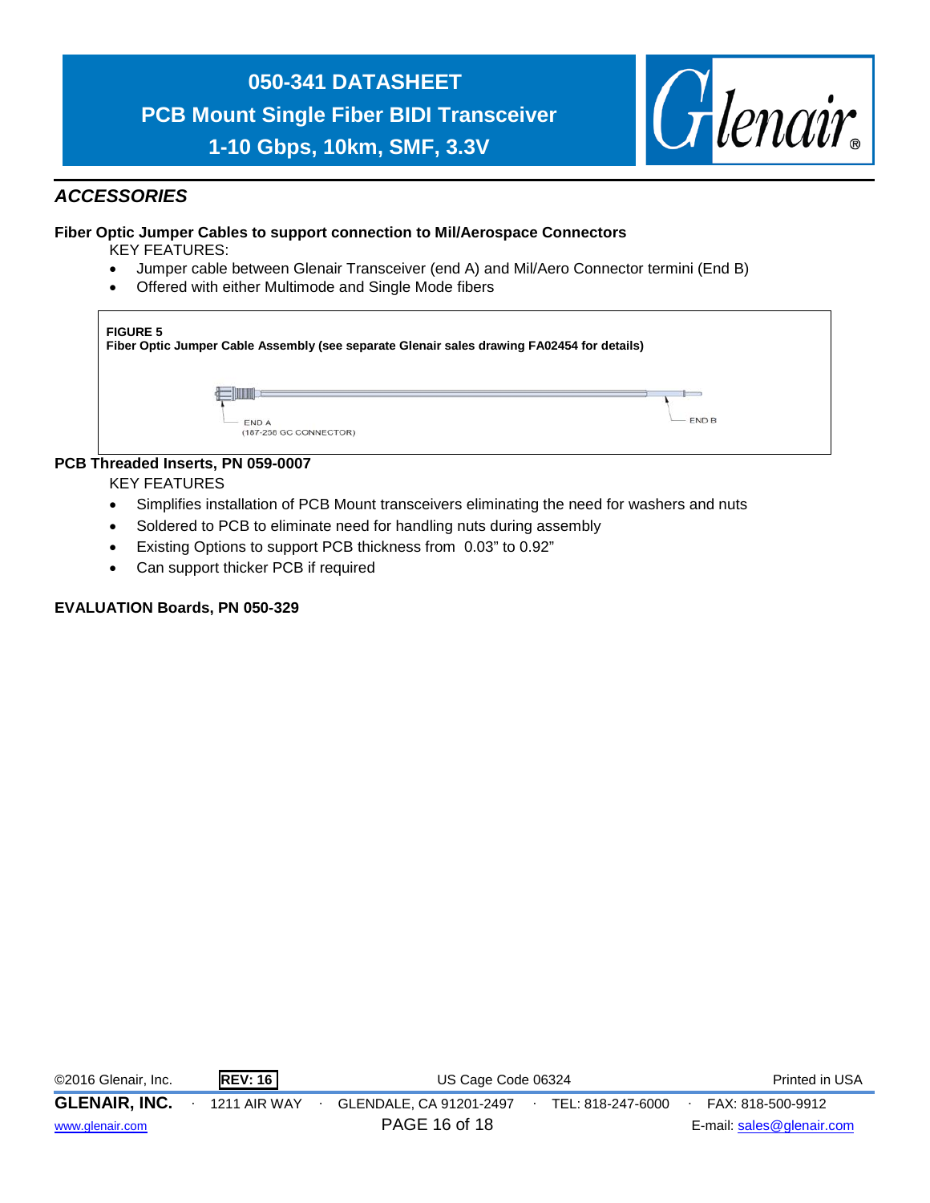## ACCESSORIES

**Fiber Optic Jumper Cables to support connection to Mil/Aerospace Connectors**

KEY FEATURES:

- Jumper cable between Glenair Transceiver (end A) and Mil/Aero Connector termini (End B)
- Offered with either Multimode and Single Mode fibers

**FIGURE 5**
**Fiber Optic Jumper Cable Assembly (see separate Glenair sales drawing FA02454 for details)**

END A
(187-256 GC CONNECTOR)

END B

**PCB Threaded Inserts, PN 059-0007**

KEY FEATURES

- Simplifies installation of PCB Mount transceivers eliminating the need for washers and nuts
- Soldered to PCB to eliminate need for handling nuts during assembly
- Existing Options to support PCB thickness from 0.03” to 0.92”
- Can support thicker PCB if required

**EVALUATION Boards, PN 050-329**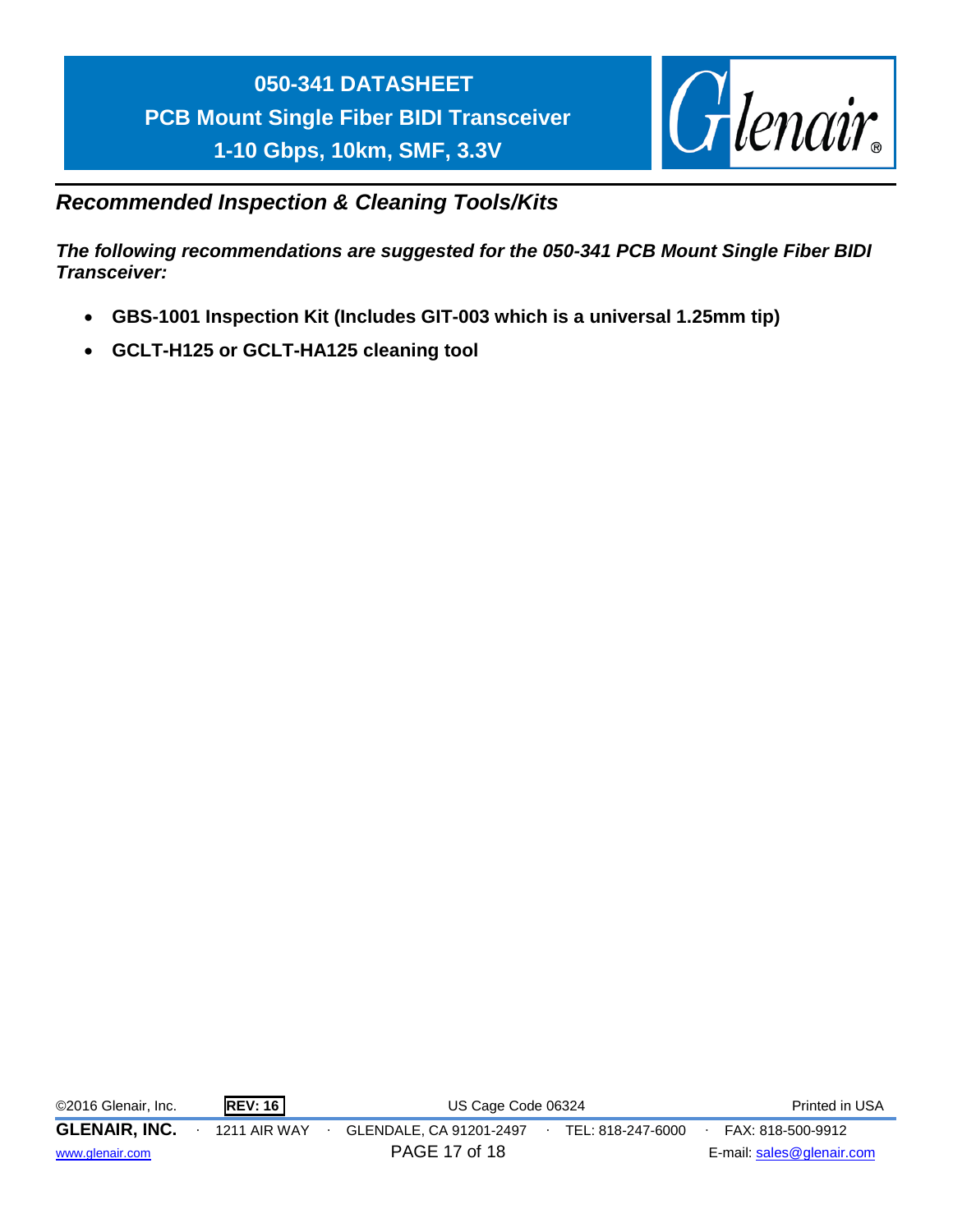## *Recommended Inspection & Cleaning Tools/Kits*

***The following recommendations are suggested for the 050-341 PCB Mount Single Fiber BIDI Transceiver:***

- **GBS-1001 Inspection Kit (Includes GIT-003 which is a universal 1.25mm tip)**
- **GCLT-H125 or GCLT-HA125 cleaning tool**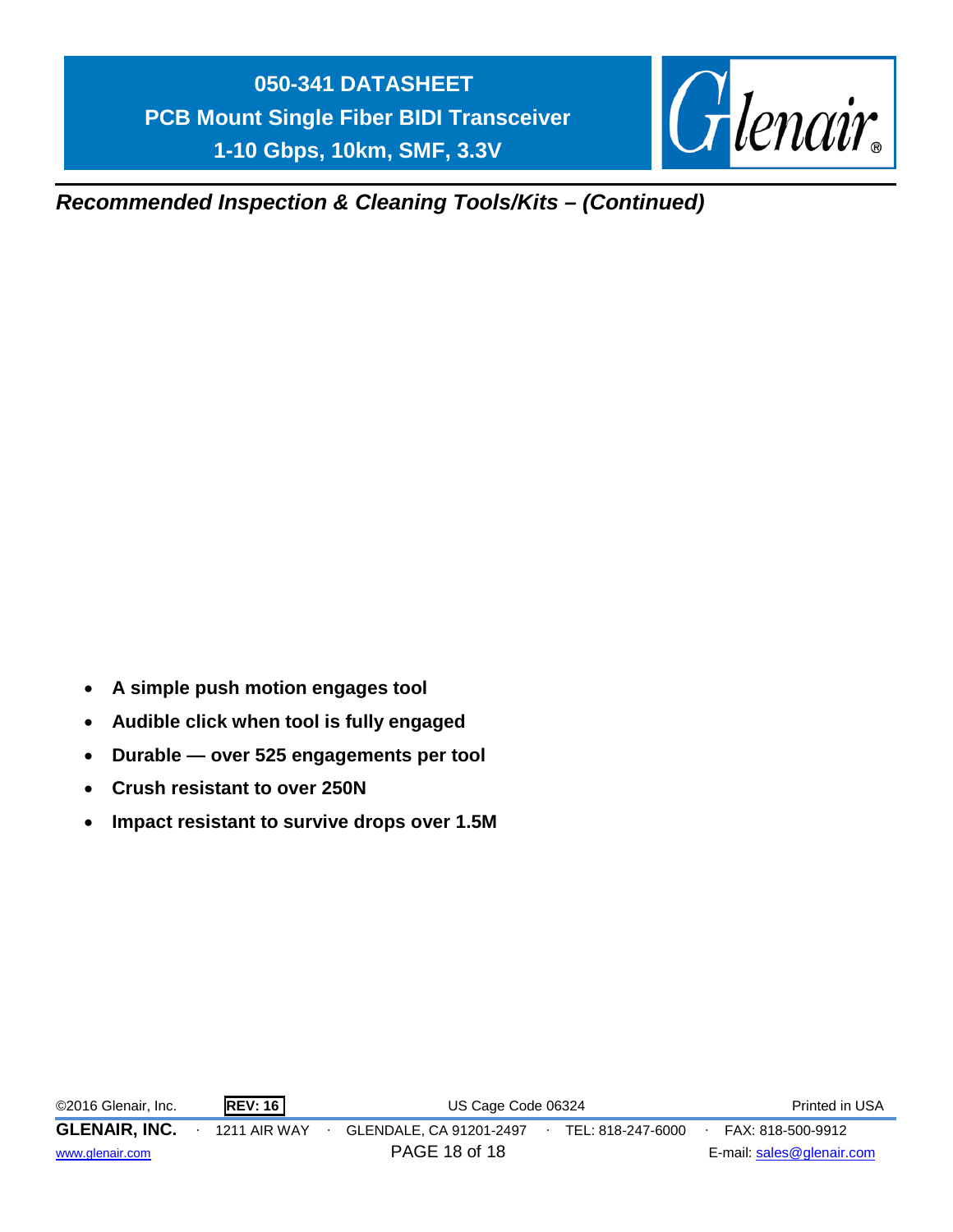*Recommended Inspection & Cleaning Tools/Kits – (Continued)*

- **A simple push motion engages tool**
- **Audible click when tool is fully engaged**
- **Durable — over 525 engagements per tool**
- **Crush resistant to over 250N**
- **Impact resistant to survive drops over 1.5M**